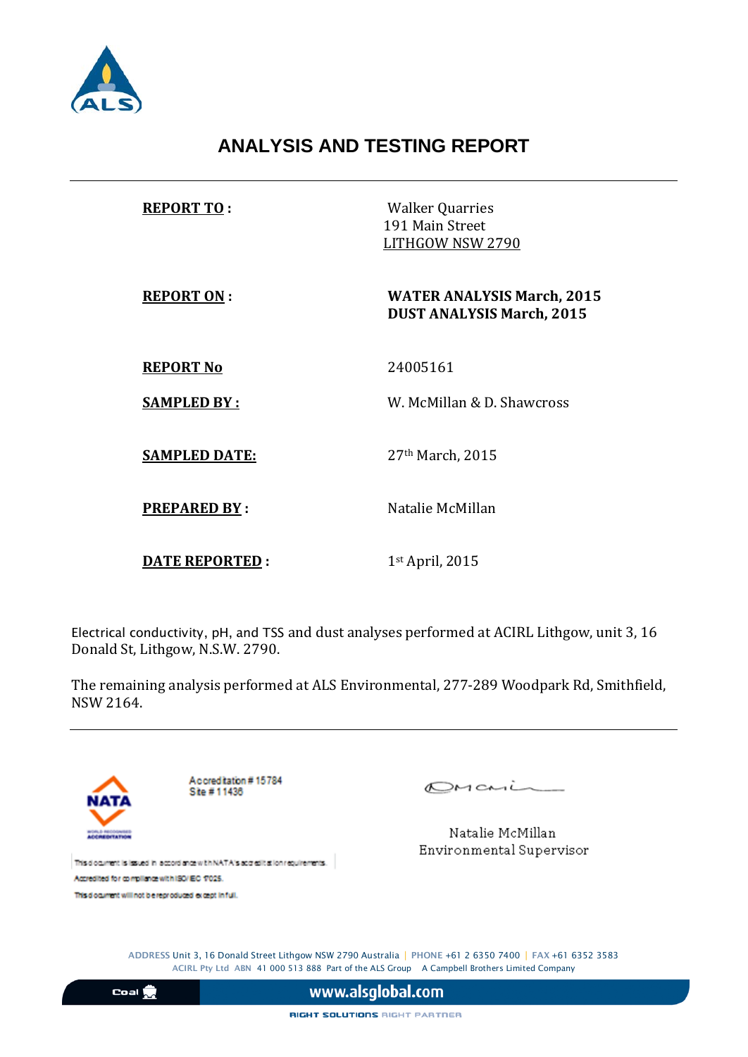# ANALYSIS AND TESTING REPORT

| | |
|---|---|
| **REPORT TO :** | Walker Quarries<br>191 Main Street<br>LITHGOW NSW 2790 |
| **REPORT ON :** | **WATER ANALYSIS March, 2015**<br>**DUST ANALYSIS March, 2015** |
| **REPORT No** | 24005161 |
| **SAMPLED BY :** | W. McMillan & D. Shawcross |
| **SAMPLED DATE:** | 27th March, 2015 |
| **PREPARED BY :** | Natalie McMillan |
| **DATE REPORTED :** | 1st April, 2015 |

Electrical conductivity, pH, and TSS and dust analyses performed at ACIRL Lithgow, unit 3, 16 Donald St, Lithgow, N.S.W. 2790.

The remaining analysis performed at ALS Environmental, 277-289 Woodpark Rd, Smithfield, NSW 2164.

NATA

Accreditation # 15784
Site # 11436

This document is issued in accordance with NATA's accreditation requirements.
Accredited for compliance with ISO/IEC 17025.
This document will not be reproduced except in full.

Natalie McMillan
Environmental Supervisor

ADDRESS Unit 3, 16 Donald Street Lithgow NSW 2790 Australia | PHONE +61 2 6350 7400 | FAX +61 6352 3583
ACIRL Pty Ltd ABN 41 000 513 888 Part of the ALS Group A Campbell Brothers Limited Company

www.alsglobal.com

RIGHT SOLUTIONS RIGHT PARTNER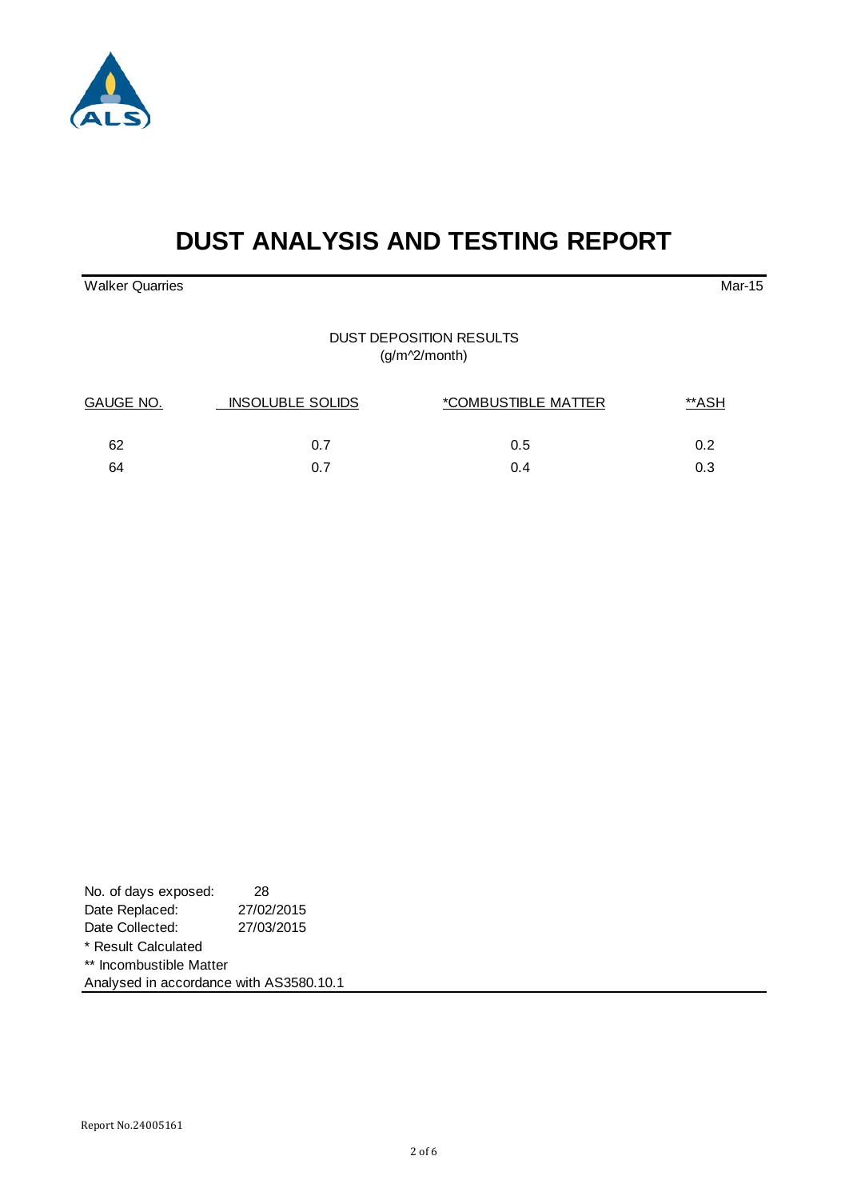# DUST ANALYSIS AND TESTING REPORT

Walker Quarries | Mar-15

DUST DEPOSITION RESULTS
(g/m^2/month)

| GAUGE NO. | INSOLUBLE SOLIDS | *COMBUSTIBLE MATTER | **ASH |
|---|---|---|---|
| 62 | 0.7 | 0.5 | 0.2 |
| 64 | 0.7 | 0.4 | 0.3 |

No. of days exposed: 28
Date Replaced: 27/02/2015
Date Collected: 27/03/2015
* Result Calculated
** Incombustible Matter
Analysed in accordance with AS3580.10.1

Report No.24005161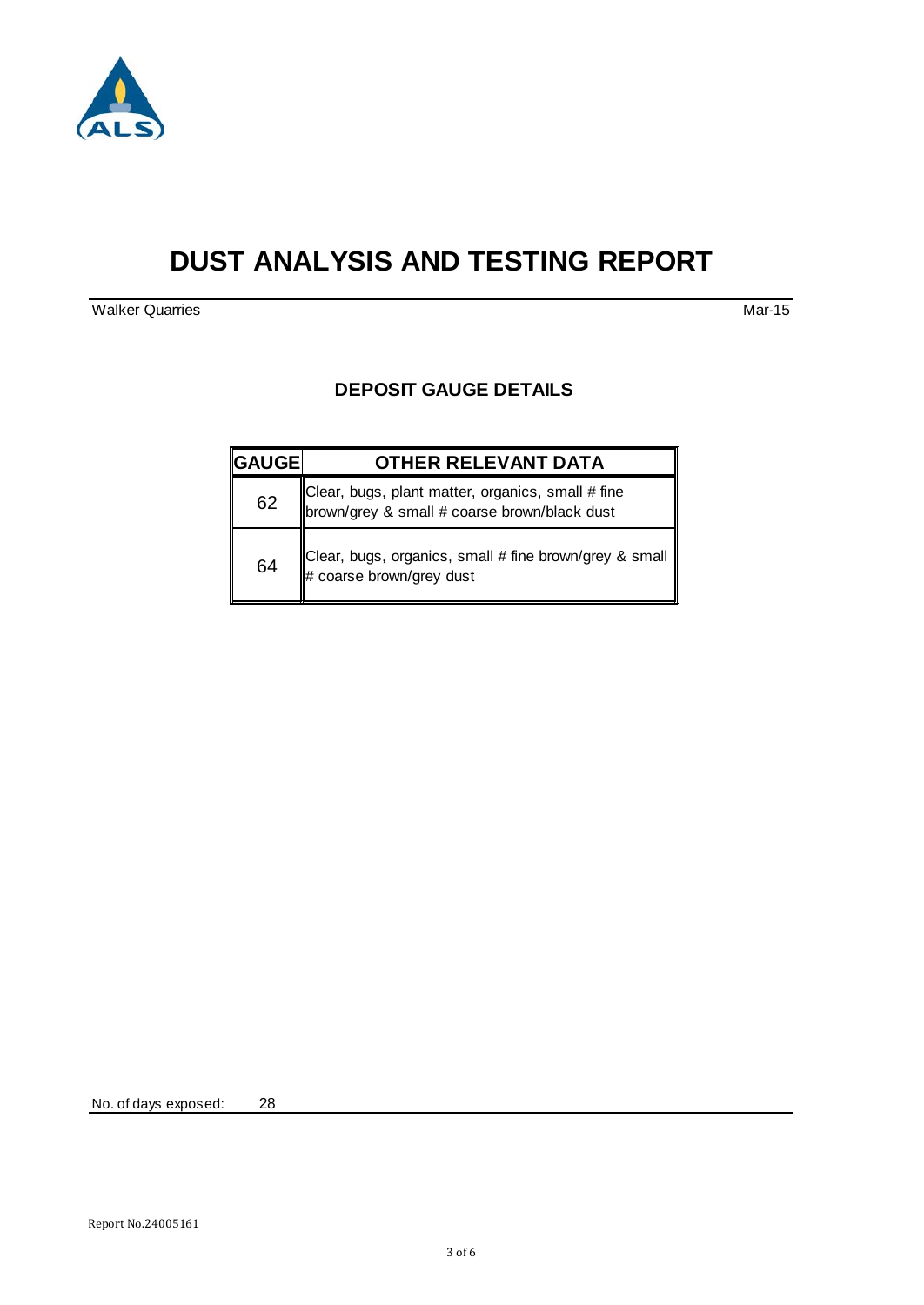# DUST ANALYSIS AND TESTING REPORT

Walker Quarries

Mar-15

## DEPOSIT GAUGE DETAILS

| GAUGE | OTHER RELEVANT DATA |
|---|---|
| 62 | Clear, bugs, plant matter, organics, small # fine brown/grey & small # coarse brown/black dust |
| 64 | Clear, bugs, organics, small # fine brown/grey & small # coarse brown/grey dust |

No. of days exposed: 28

Report No.24005161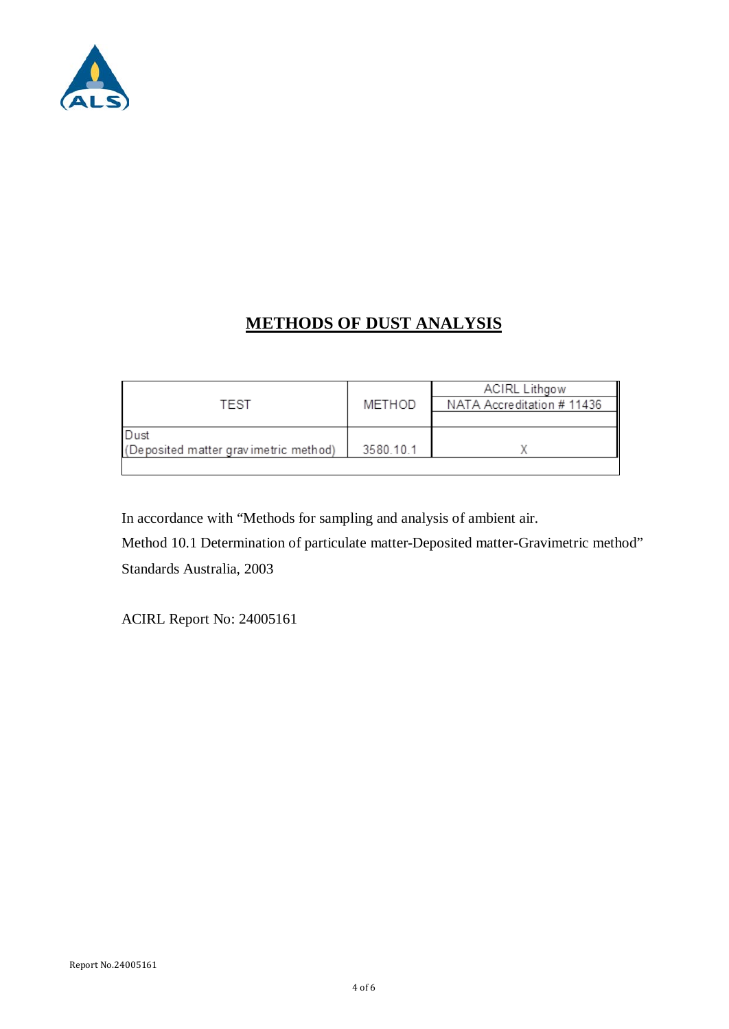# METHODS OF DUST ANALYSIS

| TEST | METHOD | ACIRL Lithgow<br>NATA Accreditation # 11436 |
|---|---|---|
| Dust<br>(Deposited matter gravimetric method) | 3580.10.1 | X |

In accordance with "Methods for sampling and analysis of ambient air.
Method 10.1 Determination of particulate matter-Deposited matter-Gravimetric method"
Standards Australia, 2003

ACIRL Report No: 24005161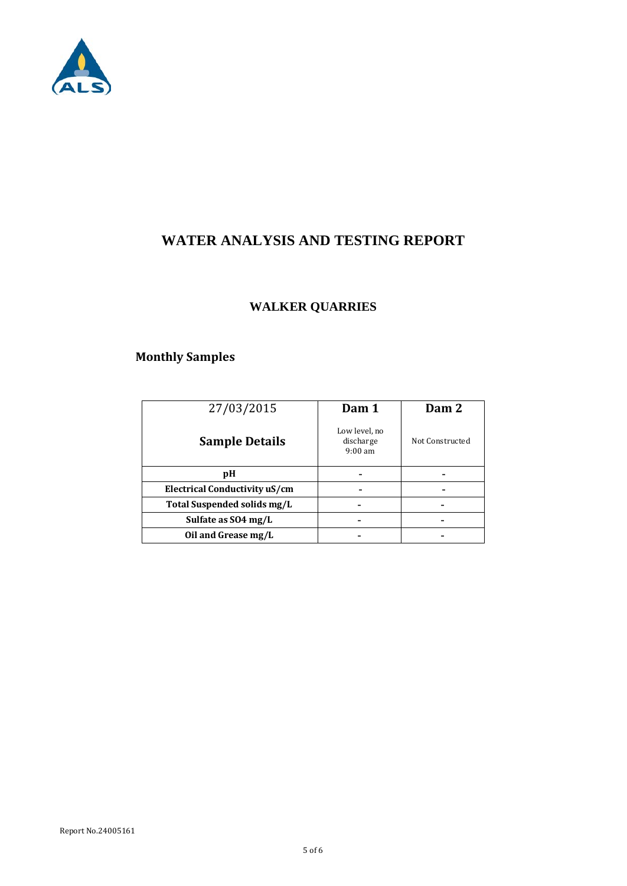# WATER ANALYSIS AND TESTING REPORT

## WALKER QUARRIES

### Monthly Samples

| 27/03/2015<br>**Sample Details** | **Dam 1**<br>Low level, no discharge 9:00 am | **Dam 2**<br>Not Constructed |
|---|---|---|
| **pH** | - | - |
| **Electrical Conductivity uS/cm** | - | - |
| **Total Suspended solids mg/L** | - | - |
| **Sulfate as SO4 mg/L** | - | - |
| **Oil and Grease mg/L** | - | - |

Report No.24005161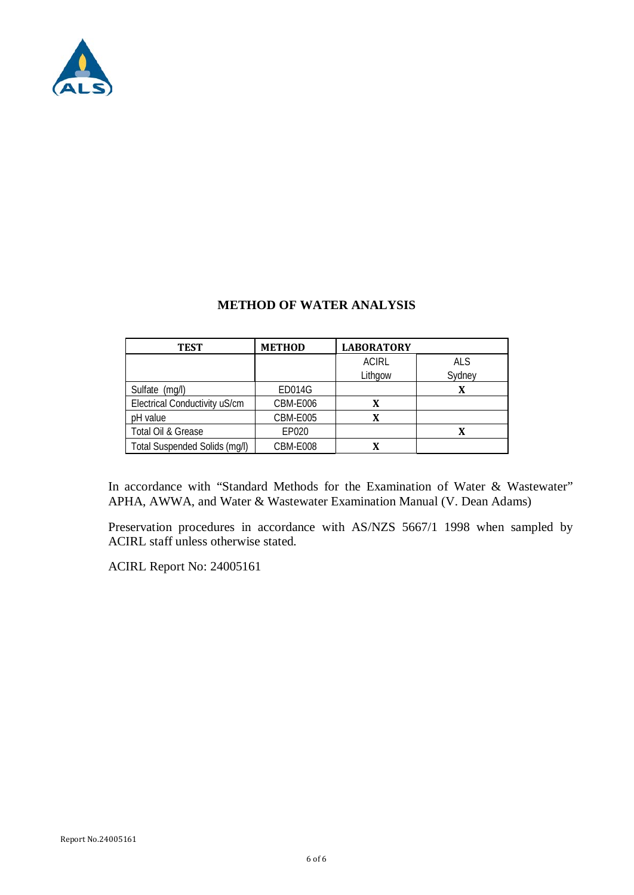## METHOD OF WATER ANALYSIS

| TEST | METHOD | LABORATORY | |
|---|---|---|---|
| | | ACIRL Lithgow | ALS Sydney |
| Sulfate (mg/l) | ED014G | | X |
| Electrical Conductivity uS/cm | CBM-E006 | X | |
| pH value | CBM-E005 | X | |
| Total Oil & Grease | EP020 | | X |
| Total Suspended Solids (mg/l) | CBM-E008 | X | |

In accordance with "Standard Methods for the Examination of Water & Wastewater" APHA, AWWA, and Water & Wastewater Examination Manual (V. Dean Adams)

Preservation procedures in accordance with AS/NZS 5667/1 1998 when sampled by ACIRL staff unless otherwise stated.

ACIRL Report No: 24005161